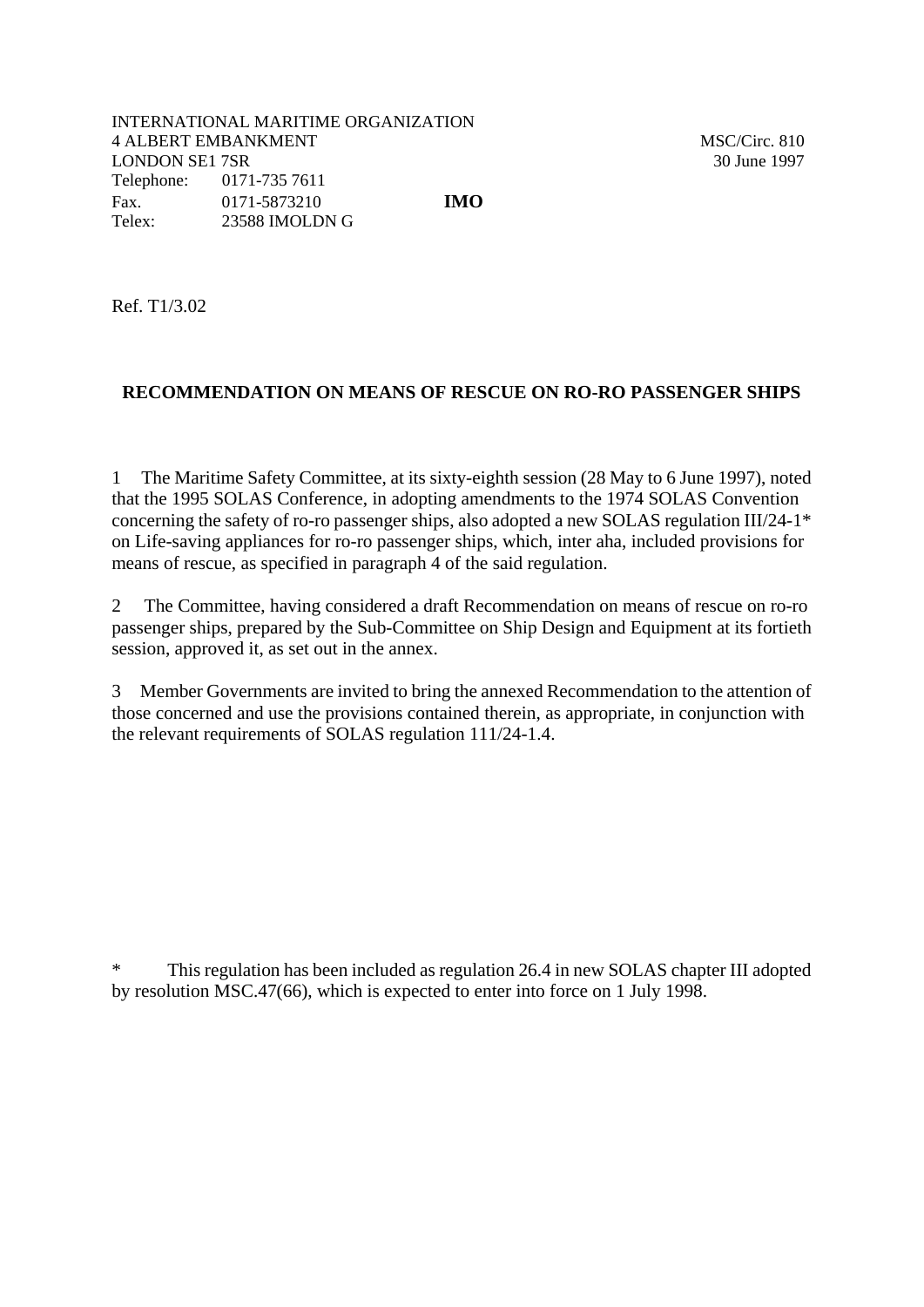INTERNATIONAL MARITIME ORGANIZATION
4 ALBERT EMBANKMENT
LONDON SE1 7SR
Telephone: 0171-735 7611
Fax. 0171-5873210
Telex: 23588 IMOLDN G

**IMO**

MSC/Circ. 810
30 June 1997

Ref. T1/3.02

## RECOMMENDATION ON MEANS OF RESCUE ON RO-RO PASSENGER SHIPS

1 The Maritime Safety Committee, at its sixty-eighth session (28 May to 6 June 1997), noted that the 1995 SOLAS Conference, in adopting amendments to the 1974 SOLAS Convention concerning the safety of ro-ro passenger ships, also adopted a new SOLAS regulation III/24-1* on Life-saving appliances for ro-ro passenger ships, which, inter aha, included provisions for means of rescue, as specified in paragraph 4 of the said regulation.

2 The Committee, having considered a draft Recommendation on means of rescue on ro-ro passenger ships, prepared by the Sub-Committee on Ship Design and Equipment at its fortieth session, approved it, as set out in the annex.

3 Member Governments are invited to bring the annexed Recommendation to the attention of those concerned and use the provisions contained therein, as appropriate, in conjunction with the relevant requirements of SOLAS regulation 111/24-1.4.

\* This regulation has been included as regulation 26.4 in new SOLAS chapter III adopted by resolution MSC.47(66), which is expected to enter into force on 1 July 1998.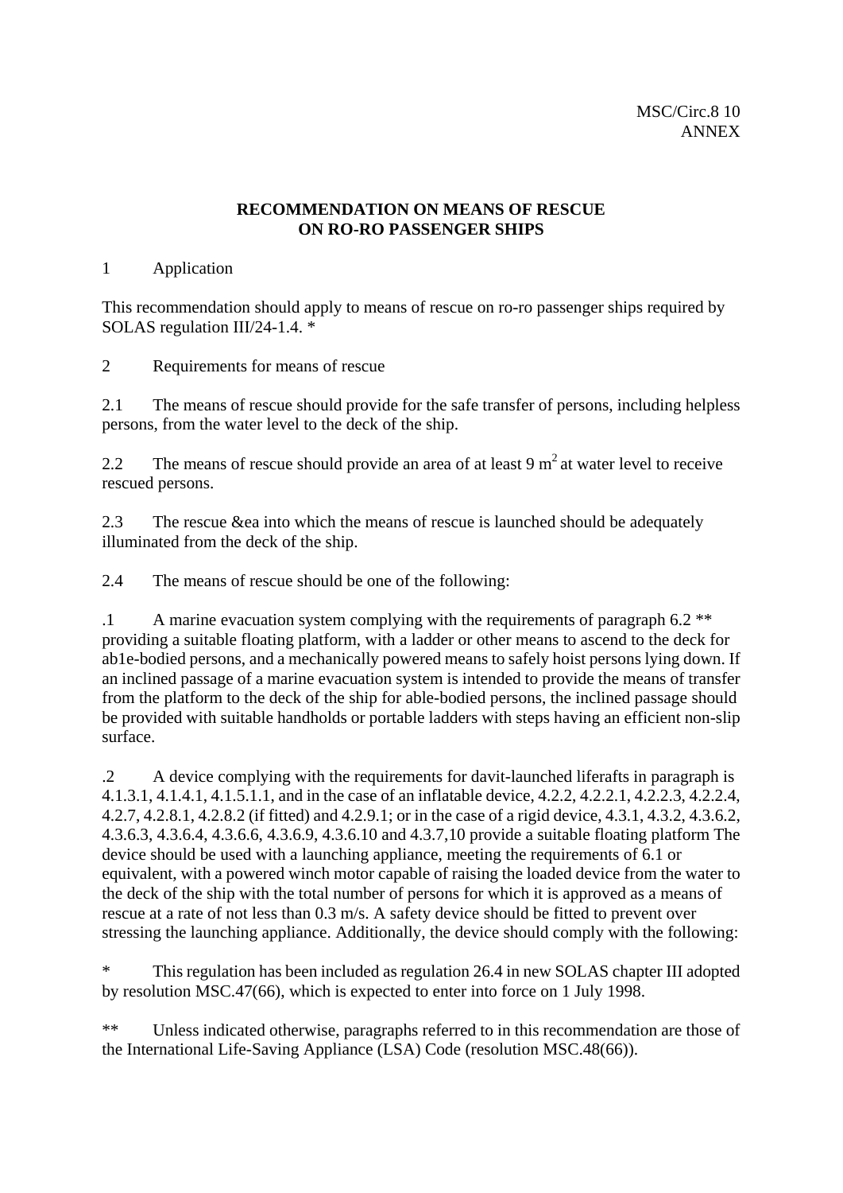MSC/Circ.8 10
ANNEX

## RECOMMENDATION ON MEANS OF RESCUE ON RO-RO PASSENGER SHIPS

1 Application

This recommendation should apply to means of rescue on ro-ro passenger ships required by SOLAS regulation III/24-1.4. *

2 Requirements for means of rescue

2.1 The means of rescue should provide for the safe transfer of persons, including helpless persons, from the water level to the deck of the ship.

2.2 The means of rescue should provide an area of at least 9 $m^2$ at water level to receive rescued persons.

2.3 The rescue &ea into which the means of rescue is launched should be adequately illuminated from the deck of the ship.

2.4 The means of rescue should be one of the following:

.1 A marine evacuation system complying with the requirements of paragraph 6.2 ** providing a suitable floating platform, with a ladder or other means to ascend to the deck for ab1e-bodied persons, and a mechanically powered means to safely hoist persons lying down. If an inclined passage of a marine evacuation system is intended to provide the means of transfer from the platform to the deck of the ship for able-bodied persons, the inclined passage should be provided with suitable handholds or portable ladders with steps having an efficient non-slip surface.

.2 A device complying with the requirements for davit-launched liferafts in paragraph is 4.1.3.1, 4.1.4.1, 4.1.5.1.1, and in the case of an inflatable device, 4.2.2, 4.2.2.1, 4.2.2.3, 4.2.2.4, 4.2.7, 4.2.8.1, 4.2.8.2 (if fitted) and 4.2.9.1; or in the case of a rigid device, 4.3.1, 4.3.2, 4.3.6.2, 4.3.6.3, 4.3.6.4, 4.3.6.6, 4.3.6.9, 4.3.6.10 and 4.3.7,10 provide a suitable floating platform The device should be used with a launching appliance, meeting the requirements of 6.1 or equivalent, with a powered winch motor capable of raising the loaded device from the water to the deck of the ship with the total number of persons for which it is approved as a means of rescue at a rate of not less than 0.3 m/s. A safety device should be fitted to prevent over stressing the launching appliance. Additionally, the device should comply with the following:

\* This regulation has been included as regulation 26.4 in new SOLAS chapter III adopted by resolution MSC.47(66), which is expected to enter into force on 1 July 1998.

\*\* Unless indicated otherwise, paragraphs referred to in this recommendation are those of the International Life-Saving Appliance (LSA) Code (resolution MSC.48(66)).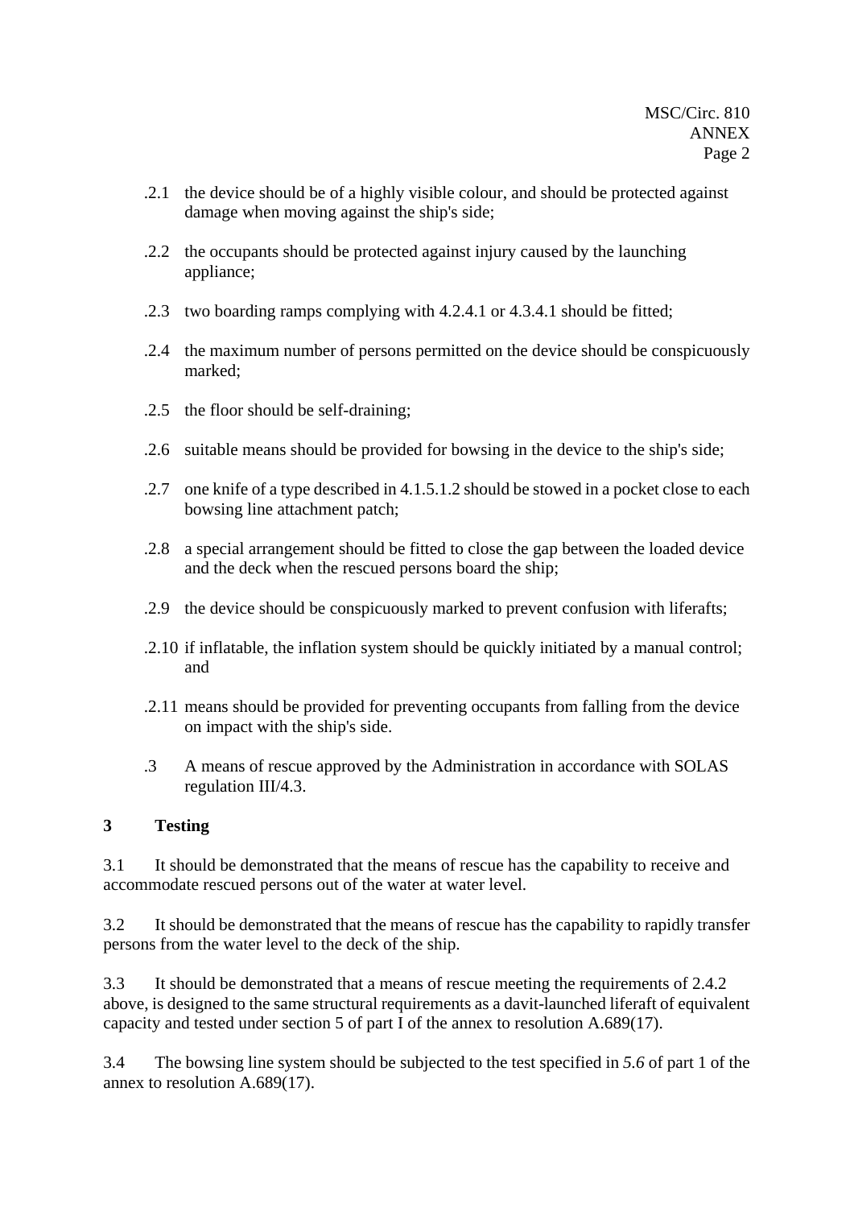.2.1 the device should be of a highly visible colour, and should be protected against damage when moving against the ship's side;

.2.2 the occupants should be protected against injury caused by the launching appliance;

.2.3 two boarding ramps complying with 4.2.4.1 or 4.3.4.1 should be fitted;

.2.4 the maximum number of persons permitted on the device should be conspicuously marked;

.2.5 the floor should be self-draining;

.2.6 suitable means should be provided for bowsing in the device to the ship's side;

.2.7 one knife of a type described in 4.1.5.1.2 should be stowed in a pocket close to each bowsing line attachment patch;

.2.8 a special arrangement should be fitted to close the gap between the loaded device and the deck when the rescued persons board the ship;

.2.9 the device should be conspicuously marked to prevent confusion with liferafts;

.2.10 if inflatable, the inflation system should be quickly initiated by a manual control; and

.2.11 means should be provided for preventing occupants from falling from the device on impact with the ship's side.

.3 A means of rescue approved by the Administration in accordance with SOLAS regulation III/4.3.

## 3 Testing

3.1 It should be demonstrated that the means of rescue has the capability to receive and accommodate rescued persons out of the water at water level.

3.2 It should be demonstrated that the means of rescue has the capability to rapidly transfer persons from the water level to the deck of the ship.

3.3 It should be demonstrated that a means of rescue meeting the requirements of 2.4.2 above, is designed to the same structural requirements as a davit-launched liferaft of equivalent capacity and tested under section 5 of part I of the annex to resolution A.689(17).

3.4 The bowsing line system should be subjected to the test specified in *5.6* of part 1 of the annex to resolution A.689(17).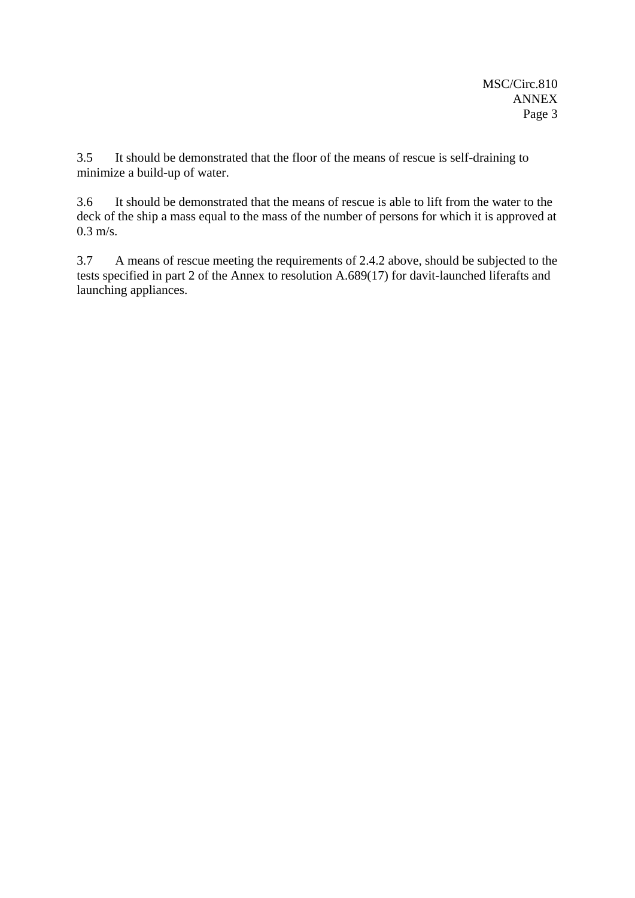3.5 It should be demonstrated that the floor of the means of rescue is self-draining to minimize a build-up of water.

3.6 It should be demonstrated that the means of rescue is able to lift from the water to the deck of the ship a mass equal to the mass of the number of persons for which it is approved at 0.3 m/s.

3.7 A means of rescue meeting the requirements of 2.4.2 above, should be subjected to the tests specified in part 2 of the Annex to resolution A.689(17) for davit-launched liferafts and launching appliances.